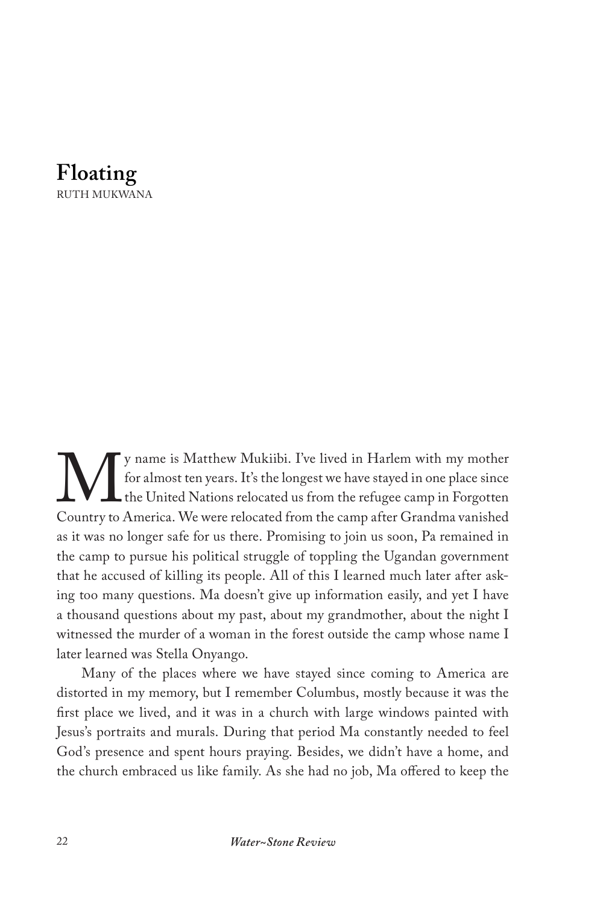# Floating

RUTH MUKWANA

My name is Matthew Mukiibi. I've lived in Harlem with my mother for almost ten years. It's the longest we have stayed in one place since the United Nations relocated us from the refugee camp in Forgotten Country to America. We were relocated from the camp after Grandma vanished as it was no longer safe for us there. Promising to join us soon, Pa remained in the camp to pursue his political struggle of toppling the Ugandan government that he accused of killing its people. All of this I learned much later after asking too many questions. Ma doesn't give up information easily, and yet I have a thousand questions about my past, about my grandmother, about the night I witnessed the murder of a woman in the forest outside the camp whose name I later learned was Stella Onyango.

Many of the places where we have stayed since coming to America are distorted in my memory, but I remember Columbus, mostly because it was the first place we lived, and it was in a church with large windows painted with Jesus's portraits and murals. During that period Ma constantly needed to feel God's presence and spent hours praying. Besides, we didn't have a home, and the church embraced us like family. As she had no job, Ma offered to keep the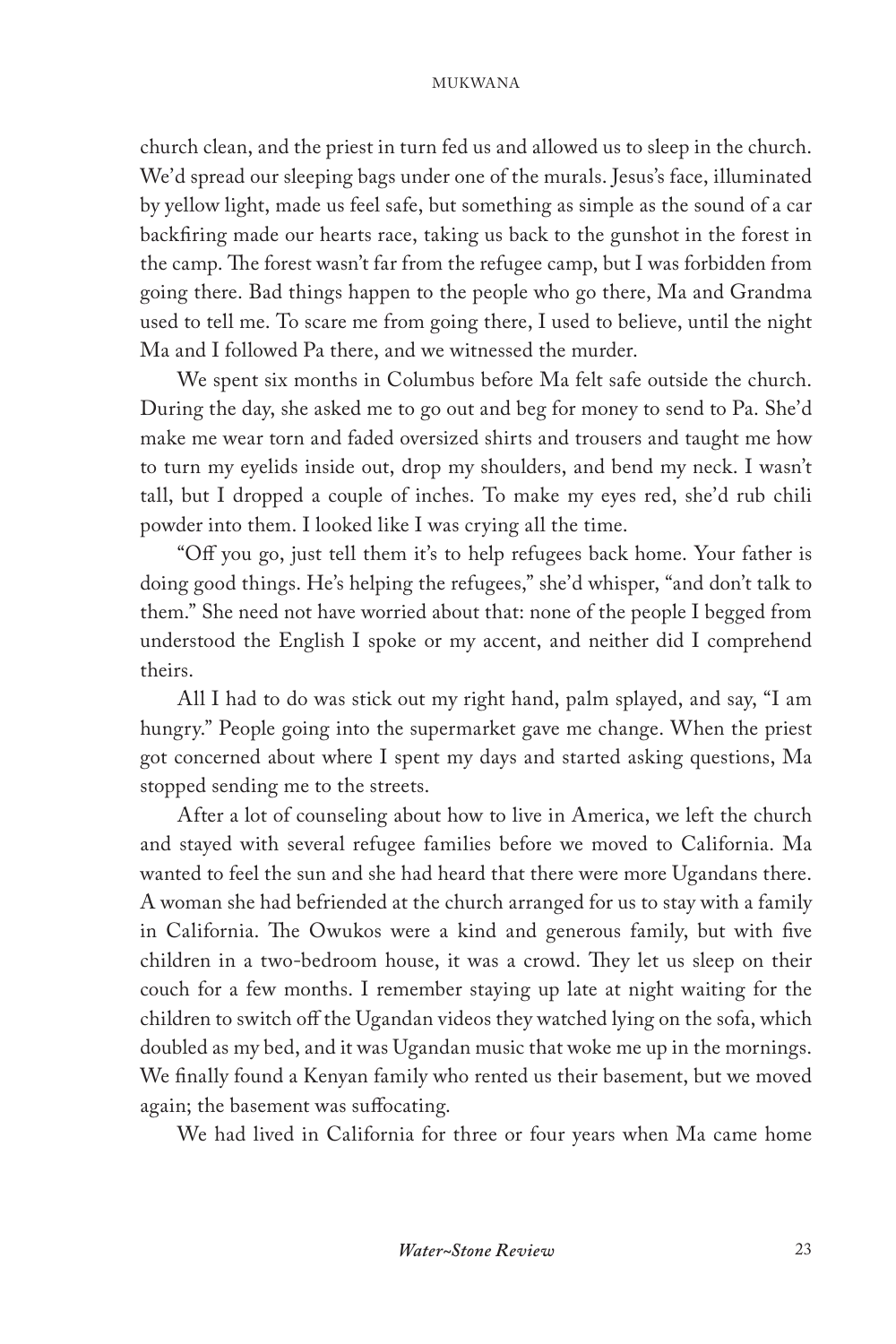church clean, and the priest in turn fed us and allowed us to sleep in the church. We'd spread our sleeping bags under one of the murals. Jesus's face, illuminated by yellow light, made us feel safe, but something as simple as the sound of a car backfiring made our hearts race, taking us back to the gunshot in the forest in the camp. The forest wasn't far from the refugee camp, but I was forbidden from going there. Bad things happen to the people who go there, Ma and Grandma used to tell me. To scare me from going there, I used to believe, until the night Ma and I followed Pa there, and we witnessed the murder.

We spent six months in Columbus before Ma felt safe outside the church. During the day, she asked me to go out and beg for money to send to Pa. She'd make me wear torn and faded oversized shirts and trousers and taught me how to turn my eyelids inside out, drop my shoulders, and bend my neck. I wasn't tall, but I dropped a couple of inches. To make my eyes red, she'd rub chili powder into them. I looked like I was crying all the time.

"Off you go, just tell them it's to help refugees back home. Your father is doing good things. He's helping the refugees," she'd whisper, "and don't talk to them." She need not have worried about that: none of the people I begged from understood the English I spoke or my accent, and neither did I comprehend theirs.

All I had to do was stick out my right hand, palm splayed, and say, "I am hungry." People going into the supermarket gave me change. When the priest got concerned about where I spent my days and started asking questions, Ma stopped sending me to the streets.

After a lot of counseling about how to live in America, we left the church and stayed with several refugee families before we moved to California. Ma wanted to feel the sun and she had heard that there were more Ugandans there. A woman she had befriended at the church arranged for us to stay with a family in California. The Owukos were a kind and generous family, but with five children in a two-bedroom house, it was a crowd. They let us sleep on their couch for a few months. I remember staying up late at night waiting for the children to switch off the Ugandan videos they watched lying on the sofa, which doubled as my bed, and it was Ugandan music that woke me up in the mornings. We finally found a Kenyan family who rented us their basement, but we moved again; the basement was suffocating.

We had lived in California for three or four years when Ma came home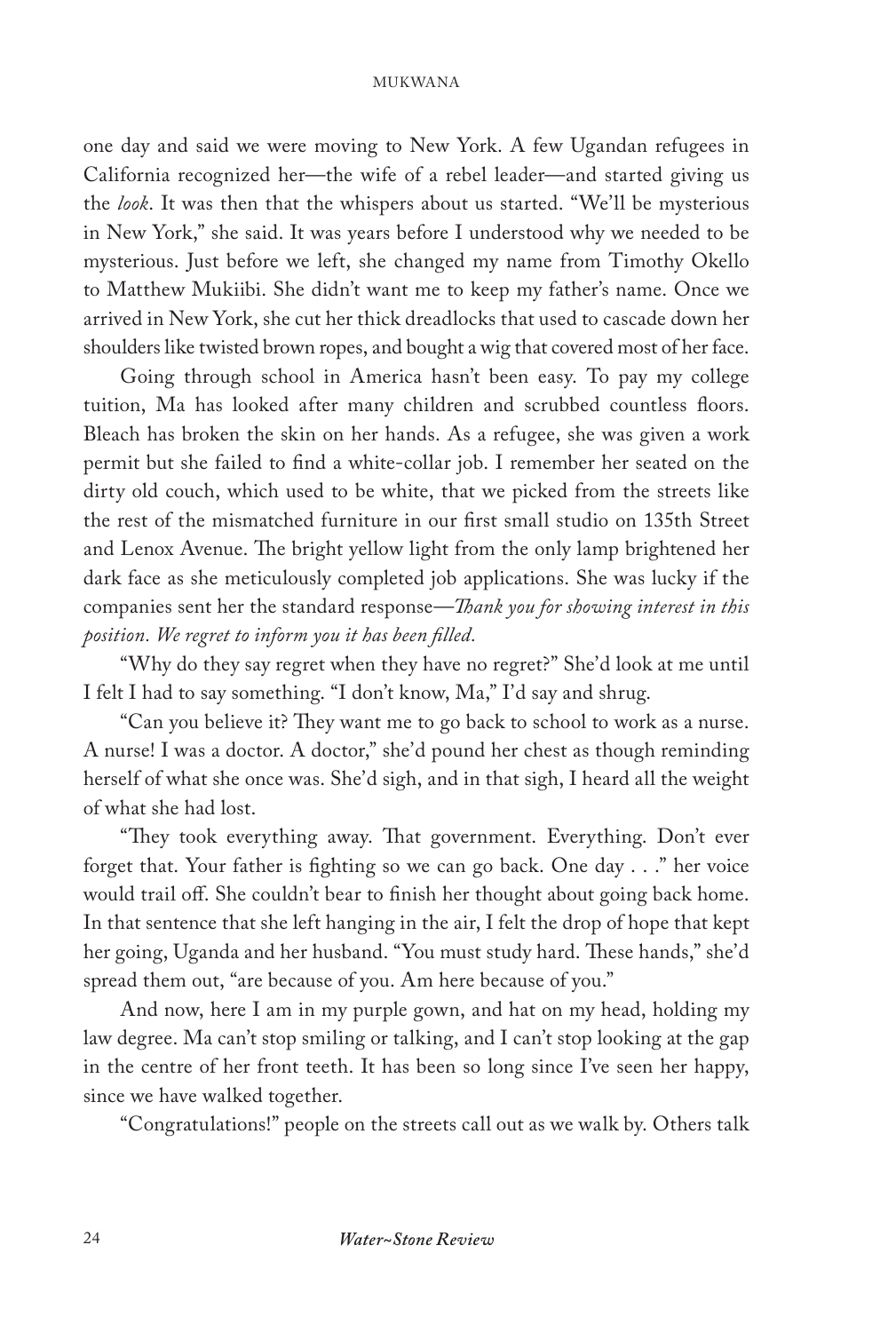one day and said we were moving to New York. A few Ugandan refugees in California recognized her—the wife of a rebel leader—and started giving us the *look*. It was then that the whispers about us started. "We'll be mysterious in New York," she said. It was years before I understood why we needed to be mysterious. Just before we left, she changed my name from Timothy Okello to Matthew Mukiibi. She didn't want me to keep my father's name. Once we arrived in New York, she cut her thick dreadlocks that used to cascade down her shoulders like twisted brown ropes, and bought a wig that covered most of her face.

Going through school in America hasn't been easy. To pay my college tuition, Ma has looked after many children and scrubbed countless floors. Bleach has broken the skin on her hands. As a refugee, she was given a work permit but she failed to find a white-collar job. I remember her seated on the dirty old couch, which used to be white, that we picked from the streets like the rest of the mismatched furniture in our first small studio on 135th Street and Lenox Avenue. The bright yellow light from the only lamp brightened her dark face as she meticulously completed job applications. She was lucky if the companies sent her the standard response—*Thank you for showing interest in this position. We regret to inform you it has been filled.*

"Why do they say regret when they have no regret?" She'd look at me until I felt I had to say something. "I don't know, Ma," I'd say and shrug.

"Can you believe it? They want me to go back to school to work as a nurse. A nurse! I was a doctor. A doctor," she'd pound her chest as though reminding herself of what she once was. She'd sigh, and in that sigh, I heard all the weight of what she had lost.

"They took everything away. That government. Everything. Don't ever forget that. Your father is fighting so we can go back. One day . . ." her voice would trail off. She couldn't bear to finish her thought about going back home. In that sentence that she left hanging in the air, I felt the drop of hope that kept her going, Uganda and her husband. "You must study hard. These hands," she'd spread them out, "are because of you. Am here because of you."

And now, here I am in my purple gown, and hat on my head, holding my law degree. Ma can't stop smiling or talking, and I can't stop looking at the gap in the centre of her front teeth. It has been so long since I've seen her happy, since we have walked together.

"Congratulations!" people on the streets call out as we walk by. Others talk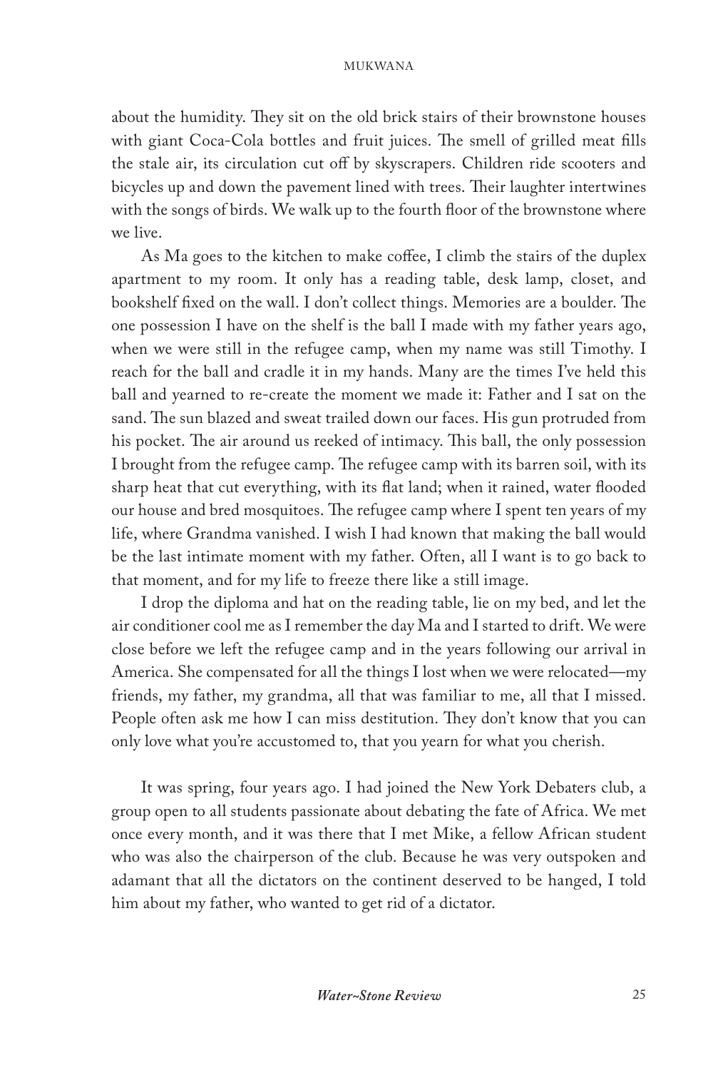about the humidity. They sit on the old brick stairs of their brownstone houses with giant Coca-Cola bottles and fruit juices. The smell of grilled meat fills the stale air, its circulation cut off by skyscrapers. Children ride scooters and bicycles up and down the pavement lined with trees. Their laughter intertwines with the songs of birds. We walk up to the fourth floor of the brownstone where we live.

As Ma goes to the kitchen to make coffee, I climb the stairs of the duplex apartment to my room. It only has a reading table, desk lamp, closet, and bookshelf fixed on the wall. I don't collect things. Memories are a boulder. The one possession I have on the shelf is the ball I made with my father years ago, when we were still in the refugee camp, when my name was still Timothy. I reach for the ball and cradle it in my hands. Many are the times I've held this ball and yearned to re-create the moment we made it: Father and I sat on the sand. The sun blazed and sweat trailed down our faces. His gun protruded from his pocket. The air around us reeked of intimacy. This ball, the only possession I brought from the refugee camp. The refugee camp with its barren soil, with its sharp heat that cut everything, with its flat land; when it rained, water flooded our house and bred mosquitoes. The refugee camp where I spent ten years of my life, where Grandma vanished. I wish I had known that making the ball would be the last intimate moment with my father. Often, all I want is to go back to that moment, and for my life to freeze there like a still image.

I drop the diploma and hat on the reading table, lie on my bed, and let the air conditioner cool me as I remember the day Ma and I started to drift. We were close before we left the refugee camp and in the years following our arrival in America. She compensated for all the things I lost when we were relocated—my friends, my father, my grandma, all that was familiar to me, all that I missed. People often ask me how I can miss destitution. They don't know that you can only love what you're accustomed to, that you yearn for what you cherish.

It was spring, four years ago. I had joined the New York Debaters club, a group open to all students passionate about debating the fate of Africa. We met once every month, and it was there that I met Mike, a fellow African student who was also the chairperson of the club. Because he was very outspoken and adamant that all the dictators on the continent deserved to be hanged, I told him about my father, who wanted to get rid of a dictator.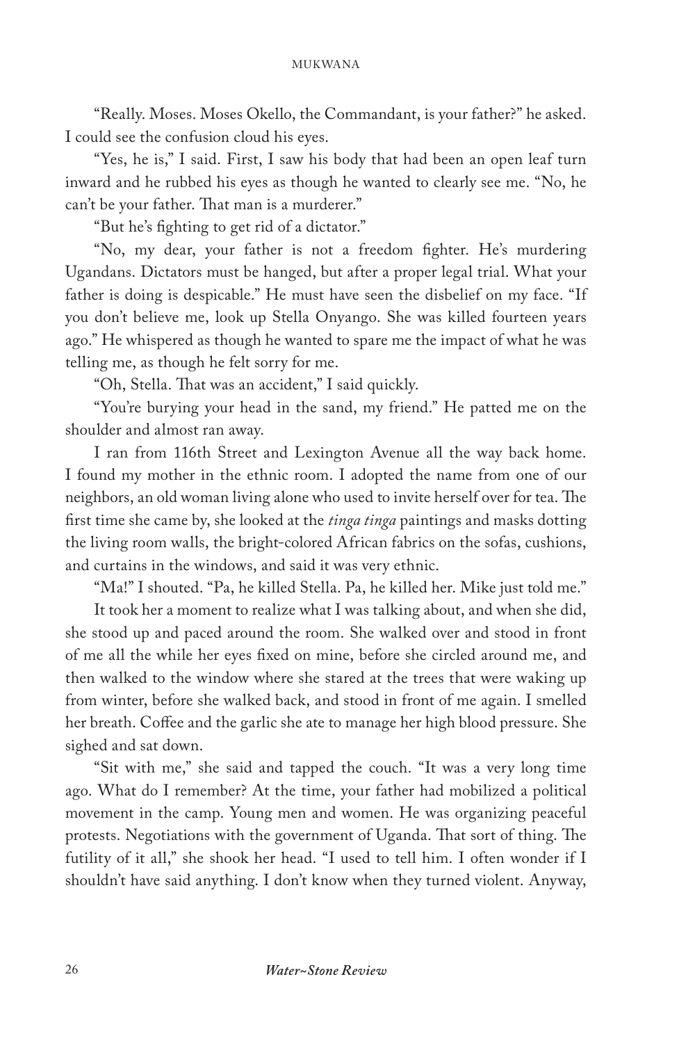"Really. Moses. Moses Okello, the Commandant, is your father?" he asked. I could see the confusion cloud his eyes.

"Yes, he is," I said. First, I saw his body that had been an open leaf turn inward and he rubbed his eyes as though he wanted to clearly see me. "No, he can't be your father. That man is a murderer."

"But he's fighting to get rid of a dictator."

"No, my dear, your father is not a freedom fighter. He's murdering Ugandans. Dictators must be hanged, but after a proper legal trial. What your father is doing is despicable." He must have seen the disbelief on my face. "If you don't believe me, look up Stella Onyango. She was killed fourteen years ago." He whispered as though he wanted to spare me the impact of what he was telling me, as though he felt sorry for me.

"Oh, Stella. That was an accident," I said quickly.

"You're burying your head in the sand, my friend." He patted me on the shoulder and almost ran away.

I ran from 116th Street and Lexington Avenue all the way back home. I found my mother in the ethnic room. I adopted the name from one of our neighbors, an old woman living alone who used to invite herself over for tea. The first time she came by, she looked at the *tinga tinga* paintings and masks dotting the living room walls, the bright-colored African fabrics on the sofas, cushions, and curtains in the windows, and said it was very ethnic.

"Ma!" I shouted. "Pa, he killed Stella. Pa, he killed her. Mike just told me."

It took her a moment to realize what I was talking about, and when she did, she stood up and paced around the room. She walked over and stood in front of me all the while her eyes fixed on mine, before she circled around me, and then walked to the window where she stared at the trees that were waking up from winter, before she walked back, and stood in front of me again. I smelled her breath. Coffee and the garlic she ate to manage her high blood pressure. She sighed and sat down.

"Sit with me," she said and tapped the couch. "It was a very long time ago. What do I remember? At the time, your father had mobilized a political movement in the camp. Young men and women. He was organizing peaceful protests. Negotiations with the government of Uganda. That sort of thing. The futility of it all," she shook her head. "I used to tell him. I often wonder if I shouldn't have said anything. I don't know when they turned violent. Anyway,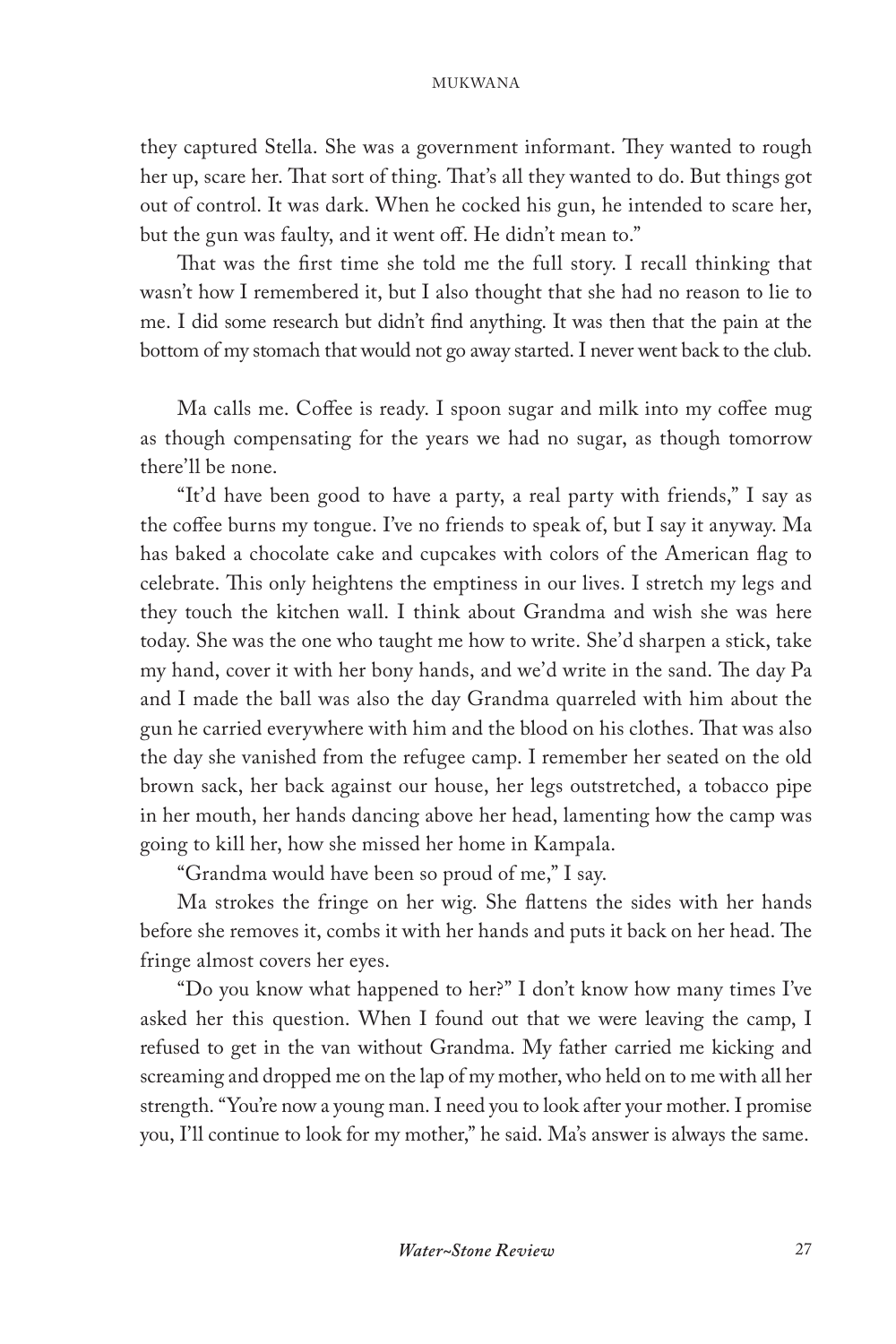they captured Stella. She was a government informant. They wanted to rough her up, scare her. That sort of thing. That's all they wanted to do. But things got out of control. It was dark. When he cocked his gun, he intended to scare her, but the gun was faulty, and it went off. He didn't mean to."

That was the first time she told me the full story. I recall thinking that wasn't how I remembered it, but I also thought that she had no reason to lie to me. I did some research but didn't find anything. It was then that the pain at the bottom of my stomach that would not go away started. I never went back to the club.

Ma calls me. Coffee is ready. I spoon sugar and milk into my coffee mug as though compensating for the years we had no sugar, as though tomorrow there'll be none.

"It'd have been good to have a party, a real party with friends," I say as the coffee burns my tongue. I've no friends to speak of, but I say it anyway. Ma has baked a chocolate cake and cupcakes with colors of the American flag to celebrate. This only heightens the emptiness in our lives. I stretch my legs and they touch the kitchen wall. I think about Grandma and wish she was here today. She was the one who taught me how to write. She'd sharpen a stick, take my hand, cover it with her bony hands, and we'd write in the sand. The day Pa and I made the ball was also the day Grandma quarreled with him about the gun he carried everywhere with him and the blood on his clothes. That was also the day she vanished from the refugee camp. I remember her seated on the old brown sack, her back against our house, her legs outstretched, a tobacco pipe in her mouth, her hands dancing above her head, lamenting how the camp was going to kill her, how she missed her home in Kampala.

"Grandma would have been so proud of me," I say.

Ma strokes the fringe on her wig. She flattens the sides with her hands before she removes it, combs it with her hands and puts it back on her head. The fringe almost covers her eyes.

"Do you know what happened to her?" I don't know how many times I've asked her this question. When I found out that we were leaving the camp, I refused to get in the van without Grandma. My father carried me kicking and screaming and dropped me on the lap of my mother, who held on to me with all her strength. "You're now a young man. I need you to look after your mother. I promise you, I'll continue to look for my mother," he said. Ma's answer is always the same.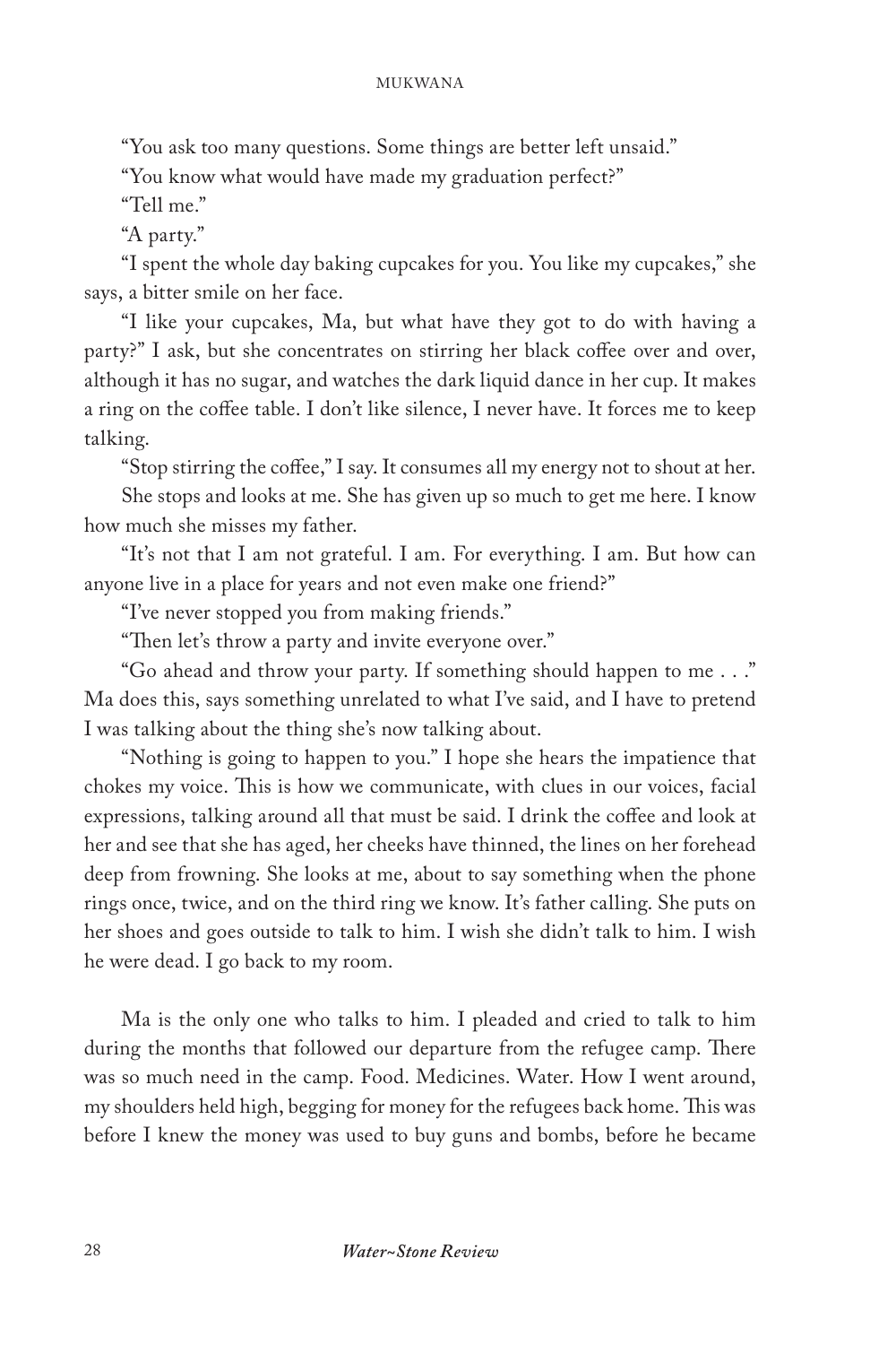"You ask too many questions. Some things are better left unsaid."

"You know what would have made my graduation perfect?"

"Tell me."

"A party."

"I spent the whole day baking cupcakes for you. You like my cupcakes," she says, a bitter smile on her face.

"I like your cupcakes, Ma, but what have they got to do with having a party?" I ask, but she concentrates on stirring her black coffee over and over, although it has no sugar, and watches the dark liquid dance in her cup. It makes a ring on the coffee table. I don't like silence, I never have. It forces me to keep talking.

"Stop stirring the coffee," I say. It consumes all my energy not to shout at her.

She stops and looks at me. She has given up so much to get me here. I know how much she misses my father.

"It's not that I am not grateful. I am. For everything. I am. But how can anyone live in a place for years and not even make one friend?"

"I've never stopped you from making friends."

"Then let's throw a party and invite everyone over."

"Go ahead and throw your party. If something should happen to me . . ." Ma does this, says something unrelated to what I've said, and I have to pretend I was talking about the thing she's now talking about.

"Nothing is going to happen to you." I hope she hears the impatience that chokes my voice. This is how we communicate, with clues in our voices, facial expressions, talking around all that must be said. I drink the coffee and look at her and see that she has aged, her cheeks have thinned, the lines on her forehead deep from frowning. She looks at me, about to say something when the phone rings once, twice, and on the third ring we know. It's father calling. She puts on her shoes and goes outside to talk to him. I wish she didn't talk to him. I wish he were dead. I go back to my room.

Ma is the only one who talks to him. I pleaded and cried to talk to him during the months that followed our departure from the refugee camp. There was so much need in the camp. Food. Medicines. Water. How I went around, my shoulders held high, begging for money for the refugees back home. This was before I knew the money was used to buy guns and bombs, before he became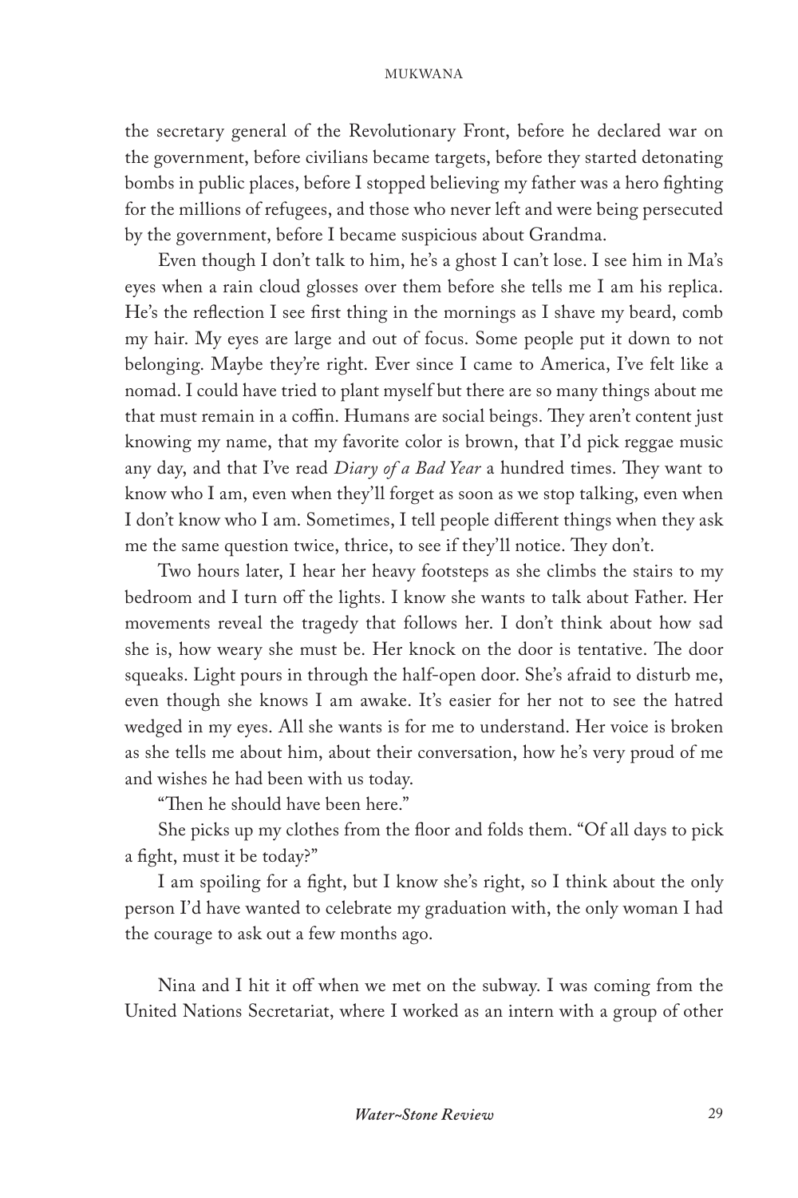the secretary general of the Revolutionary Front, before he declared war on the government, before civilians became targets, before they started detonating bombs in public places, before I stopped believing my father was a hero fighting for the millions of refugees, and those who never left and were being persecuted by the government, before I became suspicious about Grandma.

Even though I don't talk to him, he's a ghost I can't lose. I see him in Ma's eyes when a rain cloud glosses over them before she tells me I am his replica. He's the reflection I see first thing in the mornings as I shave my beard, comb my hair. My eyes are large and out of focus. Some people put it down to not belonging. Maybe they're right. Ever since I came to America, I've felt like a nomad. I could have tried to plant myself but there are so many things about me that must remain in a coffin. Humans are social beings. They aren't content just knowing my name, that my favorite color is brown, that I'd pick reggae music any day, and that I've read *Diary of a Bad Year* a hundred times. They want to know who I am, even when they'll forget as soon as we stop talking, even when I don't know who I am. Sometimes, I tell people different things when they ask me the same question twice, thrice, to see if they'll notice. They don't.

Two hours later, I hear her heavy footsteps as she climbs the stairs to my bedroom and I turn off the lights. I know she wants to talk about Father. Her movements reveal the tragedy that follows her. I don't think about how sad she is, how weary she must be. Her knock on the door is tentative. The door squeaks. Light pours in through the half-open door. She's afraid to disturb me, even though she knows I am awake. It's easier for her not to see the hatred wedged in my eyes. All she wants is for me to understand. Her voice is broken as she tells me about him, about their conversation, how he's very proud of me and wishes he had been with us today.

"Then he should have been here."

She picks up my clothes from the floor and folds them. "Of all days to pick a fight, must it be today?"

I am spoiling for a fight, but I know she's right, so I think about the only person I'd have wanted to celebrate my graduation with, the only woman I had the courage to ask out a few months ago.

Nina and I hit it off when we met on the subway. I was coming from the United Nations Secretariat, where I worked as an intern with a group of other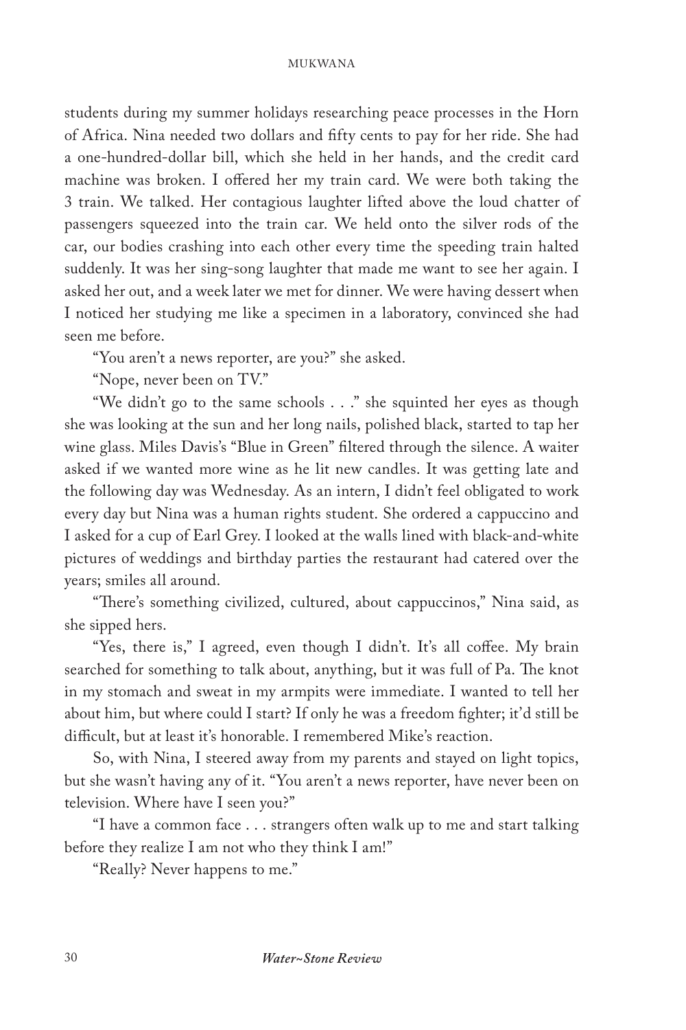students during my summer holidays researching peace processes in the Horn of Africa. Nina needed two dollars and fifty cents to pay for her ride. She had a one-hundred-dollar bill, which she held in her hands, and the credit card machine was broken. I offered her my train card. We were both taking the 3 train. We talked. Her contagious laughter lifted above the loud chatter of passengers squeezed into the train car. We held onto the silver rods of the car, our bodies crashing into each other every time the speeding train halted suddenly. It was her sing-song laughter that made me want to see her again. I asked her out, and a week later we met for dinner. We were having dessert when I noticed her studying me like a specimen in a laboratory, convinced she had seen me before.

"You aren't a news reporter, are you?" she asked.

"Nope, never been on TV."

"We didn't go to the same schools . . ." she squinted her eyes as though she was looking at the sun and her long nails, polished black, started to tap her wine glass. Miles Davis's "Blue in Green" filtered through the silence. A waiter asked if we wanted more wine as he lit new candles. It was getting late and the following day was Wednesday. As an intern, I didn't feel obligated to work every day but Nina was a human rights student. She ordered a cappuccino and I asked for a cup of Earl Grey. I looked at the walls lined with black-and-white pictures of weddings and birthday parties the restaurant had catered over the years; smiles all around.

"There's something civilized, cultured, about cappuccinos," Nina said, as she sipped hers.

"Yes, there is," I agreed, even though I didn't. It's all coffee. My brain searched for something to talk about, anything, but it was full of Pa. The knot in my stomach and sweat in my armpits were immediate. I wanted to tell her about him, but where could I start? If only he was a freedom fighter; it'd still be difficult, but at least it's honorable. I remembered Mike's reaction.

So, with Nina, I steered away from my parents and stayed on light topics, but she wasn't having any of it. "You aren't a news reporter, have never been on television. Where have I seen you?"

"I have a common face . . . strangers often walk up to me and start talking before they realize I am not who they think I am!"

"Really? Never happens to me."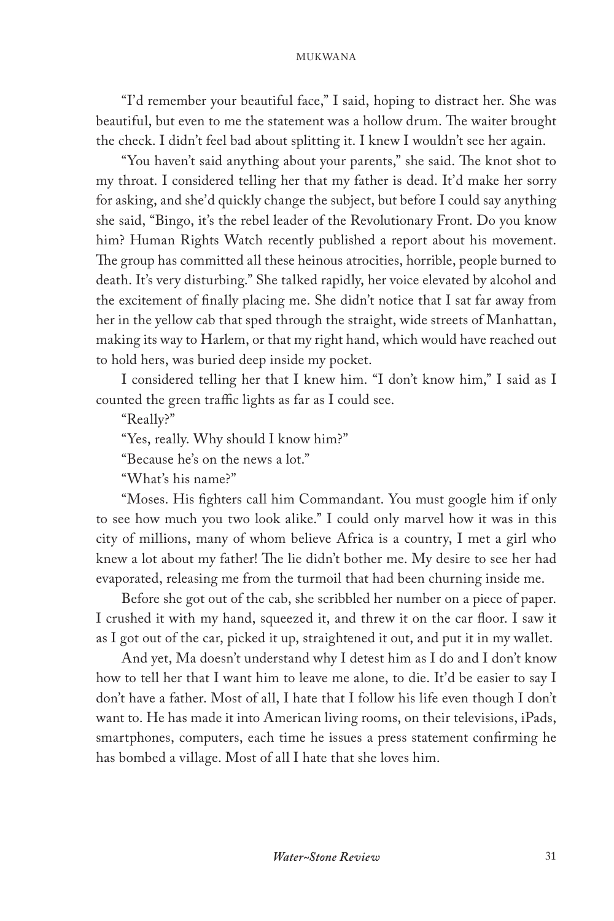"I'd remember your beautiful face," I said, hoping to distract her. She was beautiful, but even to me the statement was a hollow drum. The waiter brought the check. I didn't feel bad about splitting it. I knew I wouldn't see her again.

"You haven't said anything about your parents," she said. The knot shot to my throat. I considered telling her that my father is dead. It'd make her sorry for asking, and she'd quickly change the subject, but before I could say anything she said, "Bingo, it's the rebel leader of the Revolutionary Front. Do you know him? Human Rights Watch recently published a report about his movement. The group has committed all these heinous atrocities, horrible, people burned to death. It's very disturbing." She talked rapidly, her voice elevated by alcohol and the excitement of finally placing me. She didn't notice that I sat far away from her in the yellow cab that sped through the straight, wide streets of Manhattan, making its way to Harlem, or that my right hand, which would have reached out to hold hers, was buried deep inside my pocket.

I considered telling her that I knew him. "I don't know him," I said as I counted the green traffic lights as far as I could see.

"Really?"

"Yes, really. Why should I know him?"

"Because he's on the news a lot."

"What's his name?"

"Moses. His fighters call him Commandant. You must google him if only to see how much you two look alike." I could only marvel how it was in this city of millions, many of whom believe Africa is a country, I met a girl who knew a lot about my father! The lie didn't bother me. My desire to see her had evaporated, releasing me from the turmoil that had been churning inside me.

Before she got out of the cab, she scribbled her number on a piece of paper. I crushed it with my hand, squeezed it, and threw it on the car floor. I saw it as I got out of the car, picked it up, straightened it out, and put it in my wallet.

And yet, Ma doesn't understand why I detest him as I do and I don't know how to tell her that I want him to leave me alone, to die. It'd be easier to say I don't have a father. Most of all, I hate that I follow his life even though I don't want to. He has made it into American living rooms, on their televisions, iPads, smartphones, computers, each time he issues a press statement confirming he has bombed a village. Most of all I hate that she loves him.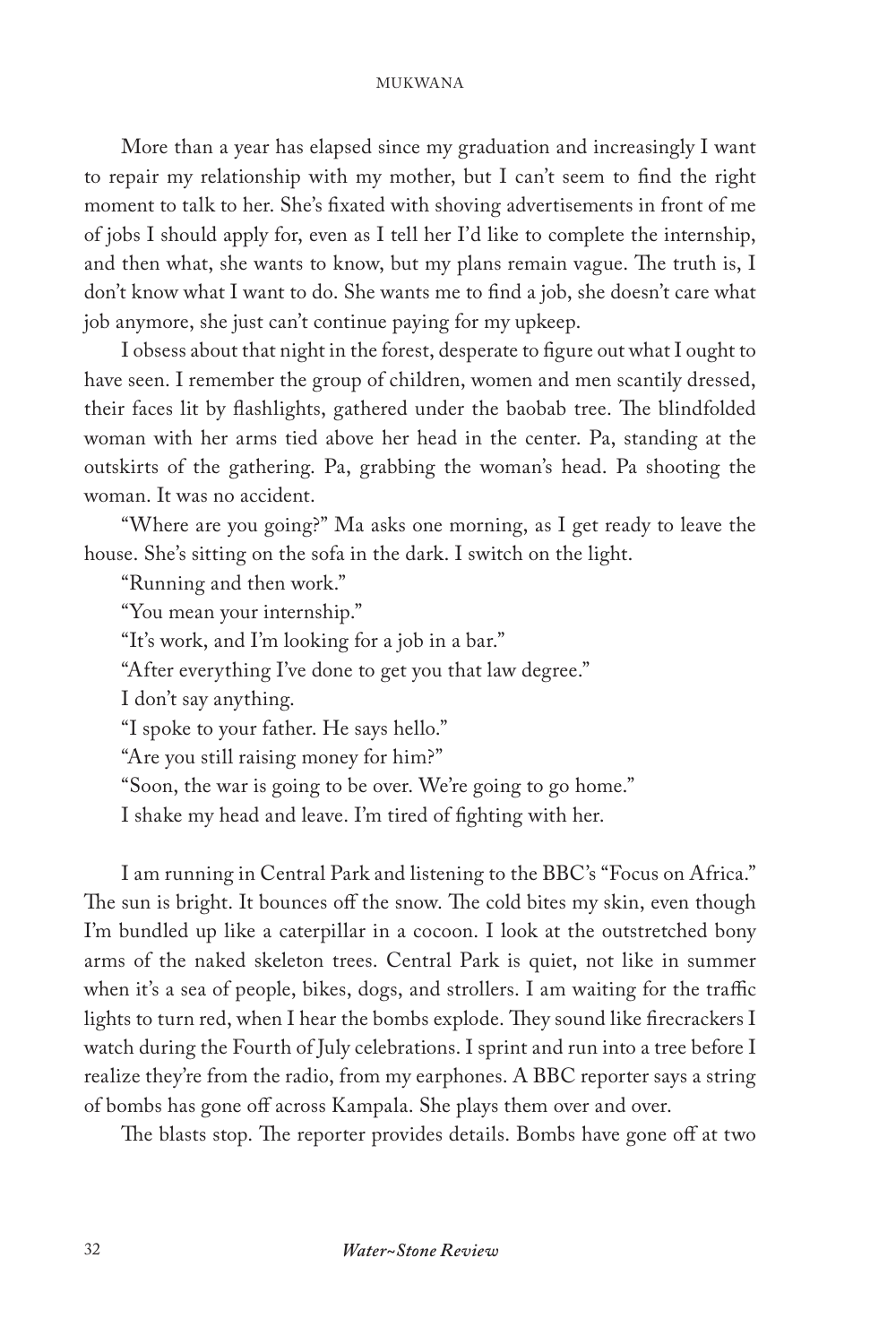More than a year has elapsed since my graduation and increasingly I want to repair my relationship with my mother, but I can't seem to find the right moment to talk to her. She's fixated with shoving advertisements in front of me of jobs I should apply for, even as I tell her I'd like to complete the internship, and then what, she wants to know, but my plans remain vague. The truth is, I don't know what I want to do. She wants me to find a job, she doesn't care what job anymore, she just can't continue paying for my upkeep.

I obsess about that night in the forest, desperate to figure out what I ought to have seen. I remember the group of children, women and men scantily dressed, their faces lit by flashlights, gathered under the baobab tree. The blindfolded woman with her arms tied above her head in the center. Pa, standing at the outskirts of the gathering. Pa, grabbing the woman's head. Pa shooting the woman. It was no accident.

"Where are you going?" Ma asks one morning, as I get ready to leave the house. She's sitting on the sofa in the dark. I switch on the light.

"Running and then work."

"You mean your internship."

"It's work, and I'm looking for a job in a bar."

"After everything I've done to get you that law degree."

I don't say anything.

"I spoke to your father. He says hello."

"Are you still raising money for him?"

"Soon, the war is going to be over. We're going to go home."

I shake my head and leave. I'm tired of fighting with her.

I am running in Central Park and listening to the BBC's "Focus on Africa." The sun is bright. It bounces off the snow. The cold bites my skin, even though I'm bundled up like a caterpillar in a cocoon. I look at the outstretched bony arms of the naked skeleton trees. Central Park is quiet, not like in summer when it's a sea of people, bikes, dogs, and strollers. I am waiting for the traffic lights to turn red, when I hear the bombs explode. They sound like firecrackers I watch during the Fourth of July celebrations. I sprint and run into a tree before I realize they're from the radio, from my earphones. A BBC reporter says a string of bombs has gone off across Kampala. She plays them over and over.

The blasts stop. The reporter provides details. Bombs have gone off at two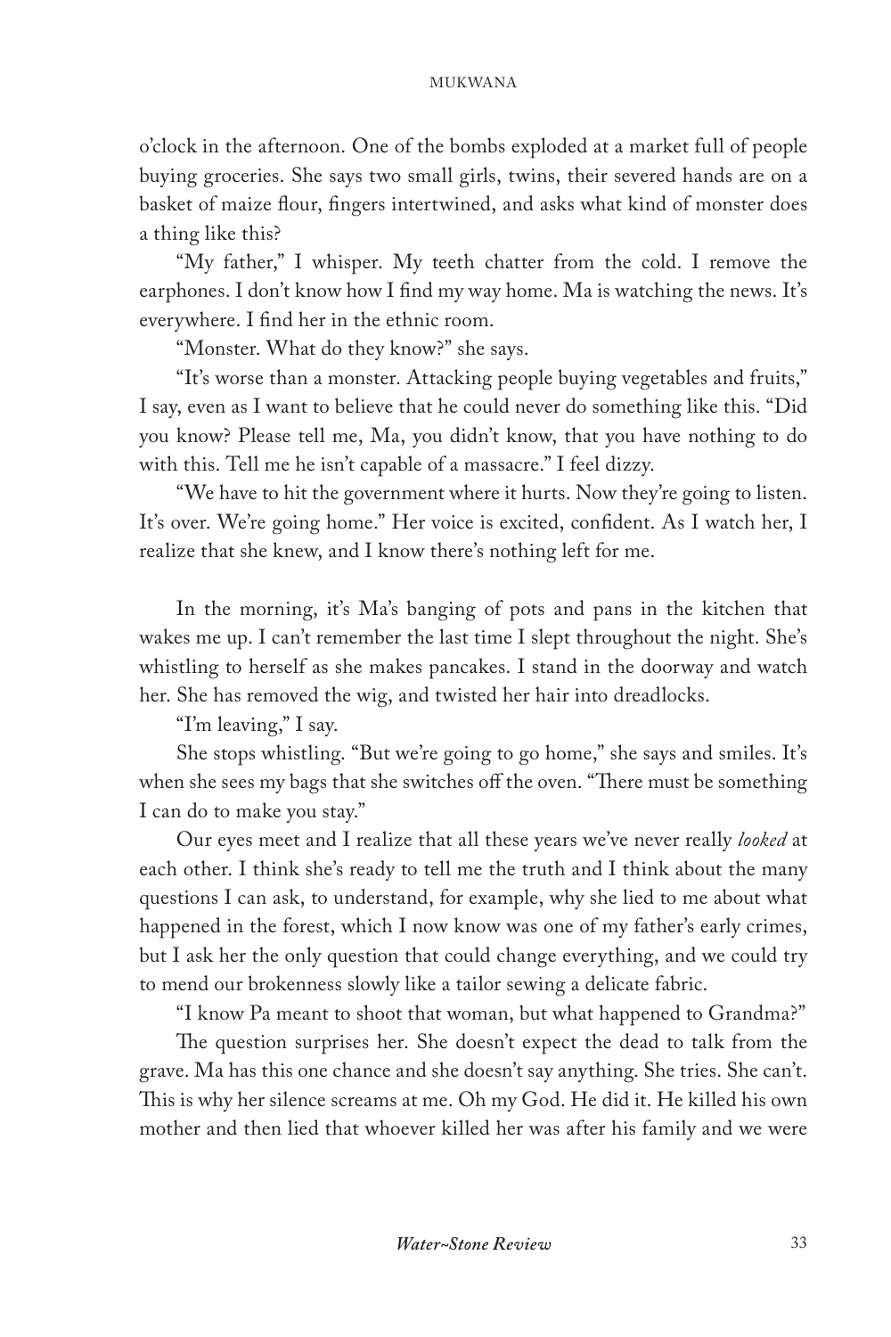o'clock in the afternoon. One of the bombs exploded at a market full of people buying groceries. She says two small girls, twins, their severed hands are on a basket of maize flour, fingers intertwined, and asks what kind of monster does a thing like this?

"My father," I whisper. My teeth chatter from the cold. I remove the earphones. I don't know how I find my way home. Ma is watching the news. It's everywhere. I find her in the ethnic room.

"Monster. What do they know?" she says.

"It's worse than a monster. Attacking people buying vegetables and fruits," I say, even as I want to believe that he could never do something like this. "Did you know? Please tell me, Ma, you didn't know, that you have nothing to do with this. Tell me he isn't capable of a massacre." I feel dizzy.

"We have to hit the government where it hurts. Now they're going to listen. It's over. We're going home." Her voice is excited, confident. As I watch her, I realize that she knew, and I know there's nothing left for me.

In the morning, it's Ma's banging of pots and pans in the kitchen that wakes me up. I can't remember the last time I slept throughout the night. She's whistling to herself as she makes pancakes. I stand in the doorway and watch her. She has removed the wig, and twisted her hair into dreadlocks.

"I'm leaving," I say.

She stops whistling. "But we're going to go home," she says and smiles. It's when she sees my bags that she switches off the oven. "There must be something I can do to make you stay."

Our eyes meet and I realize that all these years we've never really *looked* at each other. I think she's ready to tell me the truth and I think about the many questions I can ask, to understand, for example, why she lied to me about what happened in the forest, which I now know was one of my father's early crimes, but I ask her the only question that could change everything, and we could try to mend our brokenness slowly like a tailor sewing a delicate fabric.

"I know Pa meant to shoot that woman, but what happened to Grandma?"

The question surprises her. She doesn't expect the dead to talk from the grave. Ma has this one chance and she doesn't say anything. She tries. She can't. This is why her silence screams at me. Oh my God. He did it. He killed his own mother and then lied that whoever killed her was after his family and we were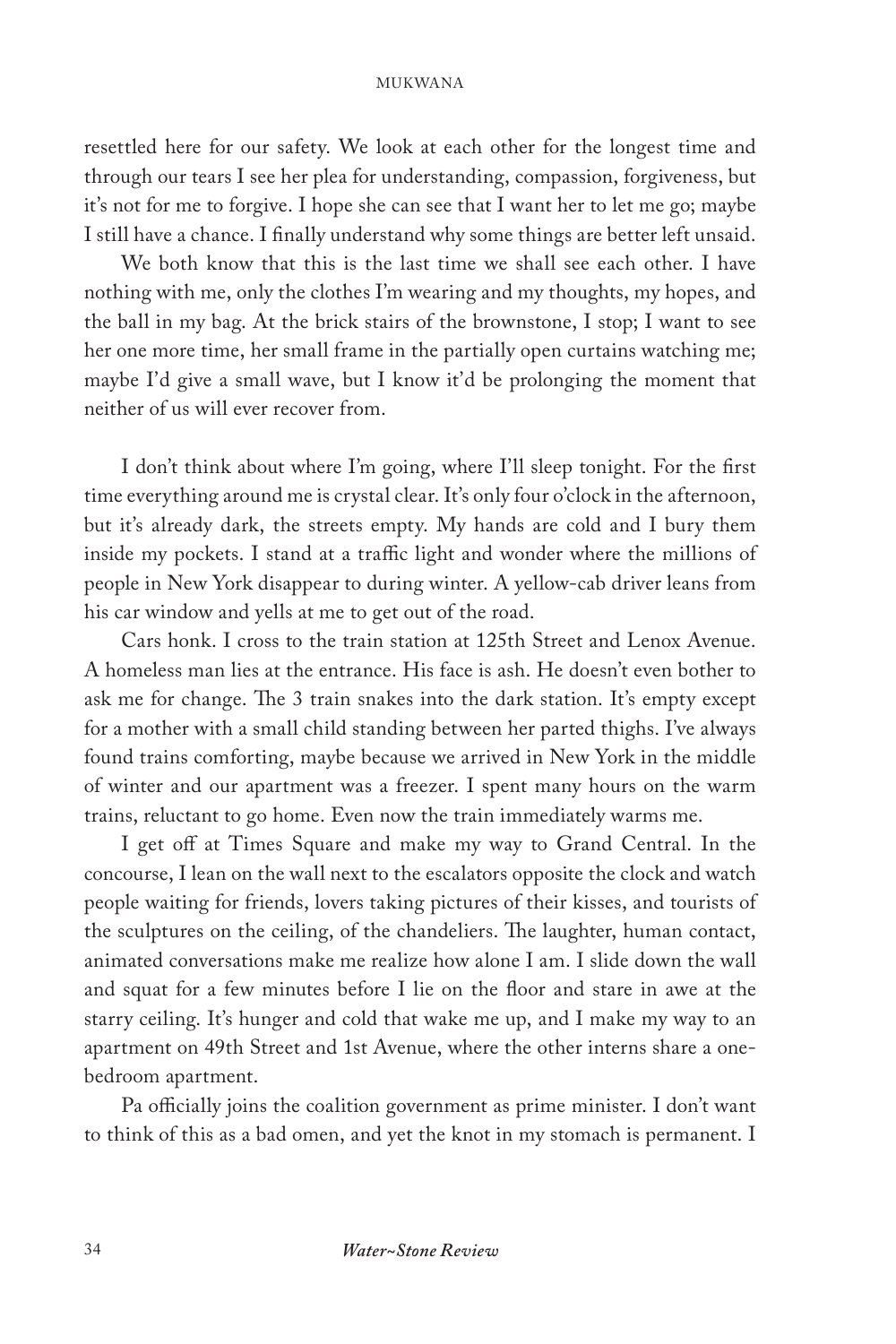resettled here for our safety. We look at each other for the longest time and through our tears I see her plea for understanding, compassion, forgiveness, but it's not for me to forgive. I hope she can see that I want her to let me go; maybe I still have a chance. I finally understand why some things are better left unsaid.

We both know that this is the last time we shall see each other. I have nothing with me, only the clothes I'm wearing and my thoughts, my hopes, and the ball in my bag. At the brick stairs of the brownstone, I stop; I want to see her one more time, her small frame in the partially open curtains watching me; maybe I'd give a small wave, but I know it'd be prolonging the moment that neither of us will ever recover from.

I don't think about where I'm going, where I'll sleep tonight. For the first time everything around me is crystal clear. It's only four o'clock in the afternoon, but it's already dark, the streets empty. My hands are cold and I bury them inside my pockets. I stand at a traffic light and wonder where the millions of people in New York disappear to during winter. A yellow-cab driver leans from his car window and yells at me to get out of the road.

Cars honk. I cross to the train station at 125th Street and Lenox Avenue. A homeless man lies at the entrance. His face is ash. He doesn't even bother to ask me for change. The 3 train snakes into the dark station. It's empty except for a mother with a small child standing between her parted thighs. I've always found trains comforting, maybe because we arrived in New York in the middle of winter and our apartment was a freezer. I spent many hours on the warm trains, reluctant to go home. Even now the train immediately warms me.

I get off at Times Square and make my way to Grand Central. In the concourse, I lean on the wall next to the escalators opposite the clock and watch people waiting for friends, lovers taking pictures of their kisses, and tourists of the sculptures on the ceiling, of the chandeliers. The laughter, human contact, animated conversations make me realize how alone I am. I slide down the wall and squat for a few minutes before I lie on the floor and stare in awe at the starry ceiling. It's hunger and cold that wake me up, and I make my way to an apartment on 49th Street and 1st Avenue, where the other interns share a one-bedroom apartment.

Pa officially joins the coalition government as prime minister. I don't want to think of this as a bad omen, and yet the knot in my stomach is permanent. I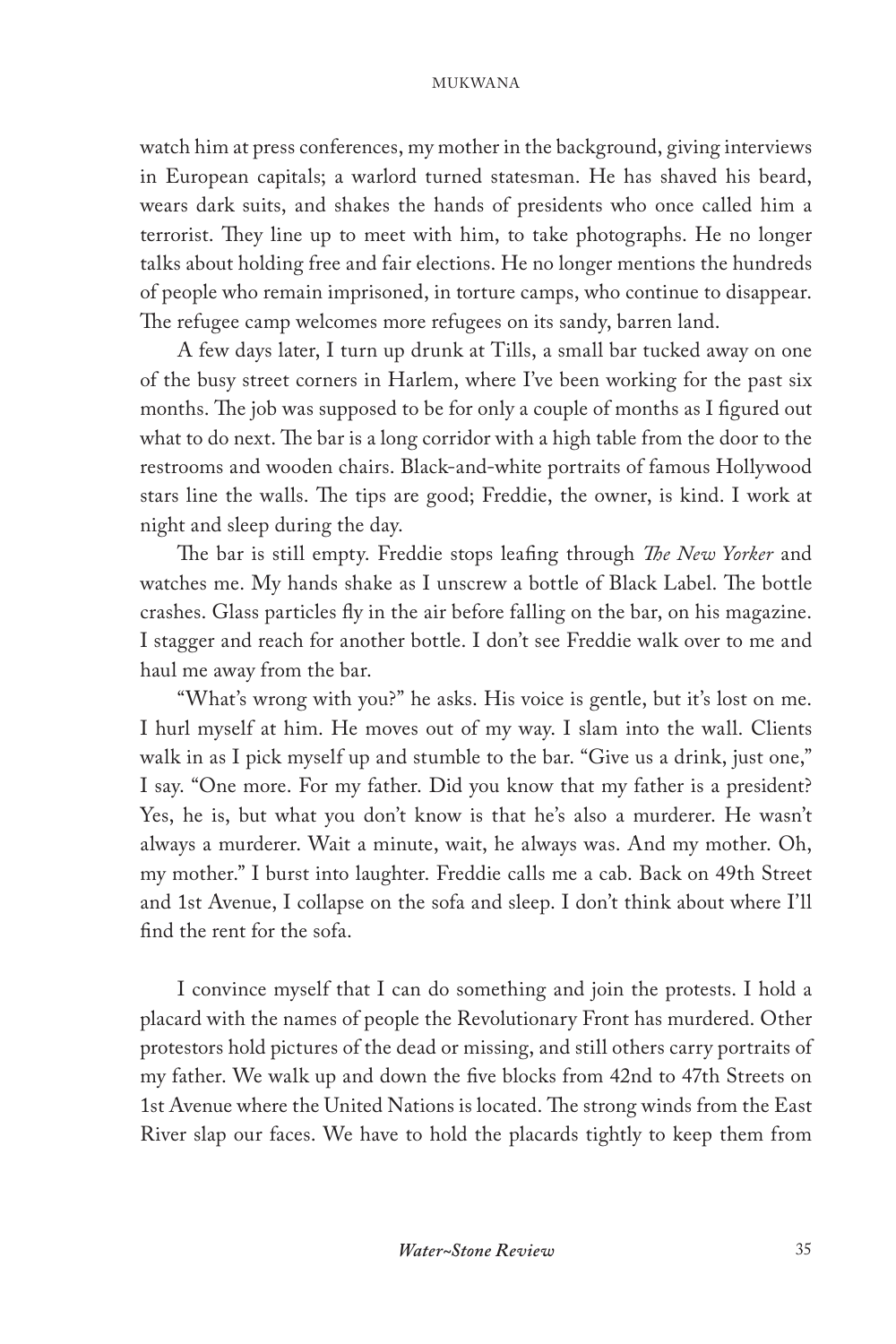watch him at press conferences, my mother in the background, giving interviews in European capitals; a warlord turned statesman. He has shaved his beard, wears dark suits, and shakes the hands of presidents who once called him a terrorist. They line up to meet with him, to take photographs. He no longer talks about holding free and fair elections. He no longer mentions the hundreds of people who remain imprisoned, in torture camps, who continue to disappear. The refugee camp welcomes more refugees on its sandy, barren land.

A few days later, I turn up drunk at Tills, a small bar tucked away on one of the busy street corners in Harlem, where I've been working for the past six months. The job was supposed to be for only a couple of months as I figured out what to do next. The bar is a long corridor with a high table from the door to the restrooms and wooden chairs. Black-and-white portraits of famous Hollywood stars line the walls. The tips are good; Freddie, the owner, is kind. I work at night and sleep during the day.

The bar is still empty. Freddie stops leafing through *The New Yorker* and watches me. My hands shake as I unscrew a bottle of Black Label. The bottle crashes. Glass particles fly in the air before falling on the bar, on his magazine. I stagger and reach for another bottle. I don't see Freddie walk over to me and haul me away from the bar.

"What's wrong with you?" he asks. His voice is gentle, but it's lost on me. I hurl myself at him. He moves out of my way. I slam into the wall. Clients walk in as I pick myself up and stumble to the bar. "Give us a drink, just one," I say. "One more. For my father. Did you know that my father is a president? Yes, he is, but what you don't know is that he's also a murderer. He wasn't always a murderer. Wait a minute, wait, he always was. And my mother. Oh, my mother." I burst into laughter. Freddie calls me a cab. Back on 49th Street and 1st Avenue, I collapse on the sofa and sleep. I don't think about where I'll find the rent for the sofa.

I convince myself that I can do something and join the protests. I hold a placard with the names of people the Revolutionary Front has murdered. Other protestors hold pictures of the dead or missing, and still others carry portraits of my father. We walk up and down the five blocks from 42nd to 47th Streets on 1st Avenue where the United Nations is located. The strong winds from the East River slap our faces. We have to hold the placards tightly to keep them from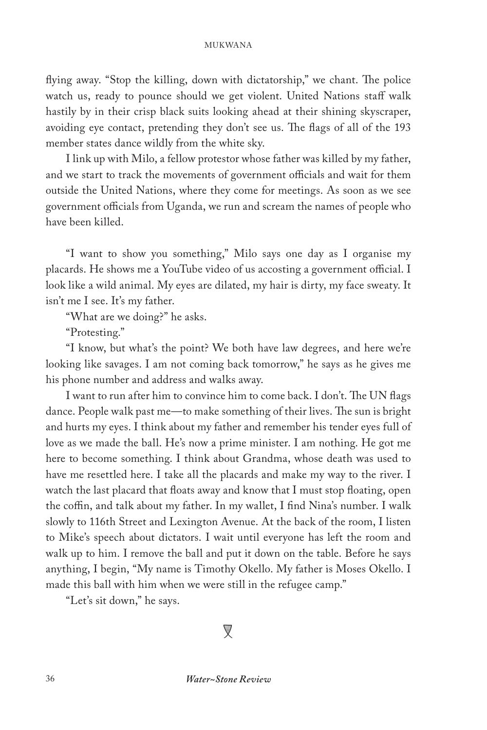flying away. "Stop the killing, down with dictatorship," we chant. The police watch us, ready to pounce should we get violent. United Nations staff walk hastily by in their crisp black suits looking ahead at their shining skyscraper, avoiding eye contact, pretending they don't see us. The flags of all of the 193 member states dance wildly from the white sky.

I link up with Milo, a fellow protestor whose father was killed by my father, and we start to track the movements of government officials and wait for them outside the United Nations, where they come for meetings. As soon as we see government officials from Uganda, we run and scream the names of people who have been killed.

"I want to show you something," Milo says one day as I organise my placards. He shows me a YouTube video of us accosting a government official. I look like a wild animal. My eyes are dilated, my hair is dirty, my face sweaty. It isn't me I see. It's my father.

"What are we doing?" he asks.

"Protesting."

"I know, but what's the point? We both have law degrees, and here we're looking like savages. I am not coming back tomorrow," he says as he gives me his phone number and address and walks away.

I want to run after him to convince him to come back. I don't. The UN flags dance. People walk past me—to make something of their lives. The sun is bright and hurts my eyes. I think about my father and remember his tender eyes full of love as we made the ball. He's now a prime minister. I am nothing. He got me here to become something. I think about Grandma, whose death was used to have me resettled here. I take all the placards and make my way to the river. I watch the last placard that floats away and know that I must stop floating, open the coffin, and talk about my father. In my wallet, I find Nina's number. I walk slowly to 116th Street and Lexington Avenue. At the back of the room, I listen to Mike's speech about dictators. I wait until everyone has left the room and walk up to him. I remove the ball and put it down on the table. Before he says anything, I begin, "My name is Timothy Okello. My father is Moses Okello. I made this ball with him when we were still in the refugee camp."

"Let's sit down," he says.